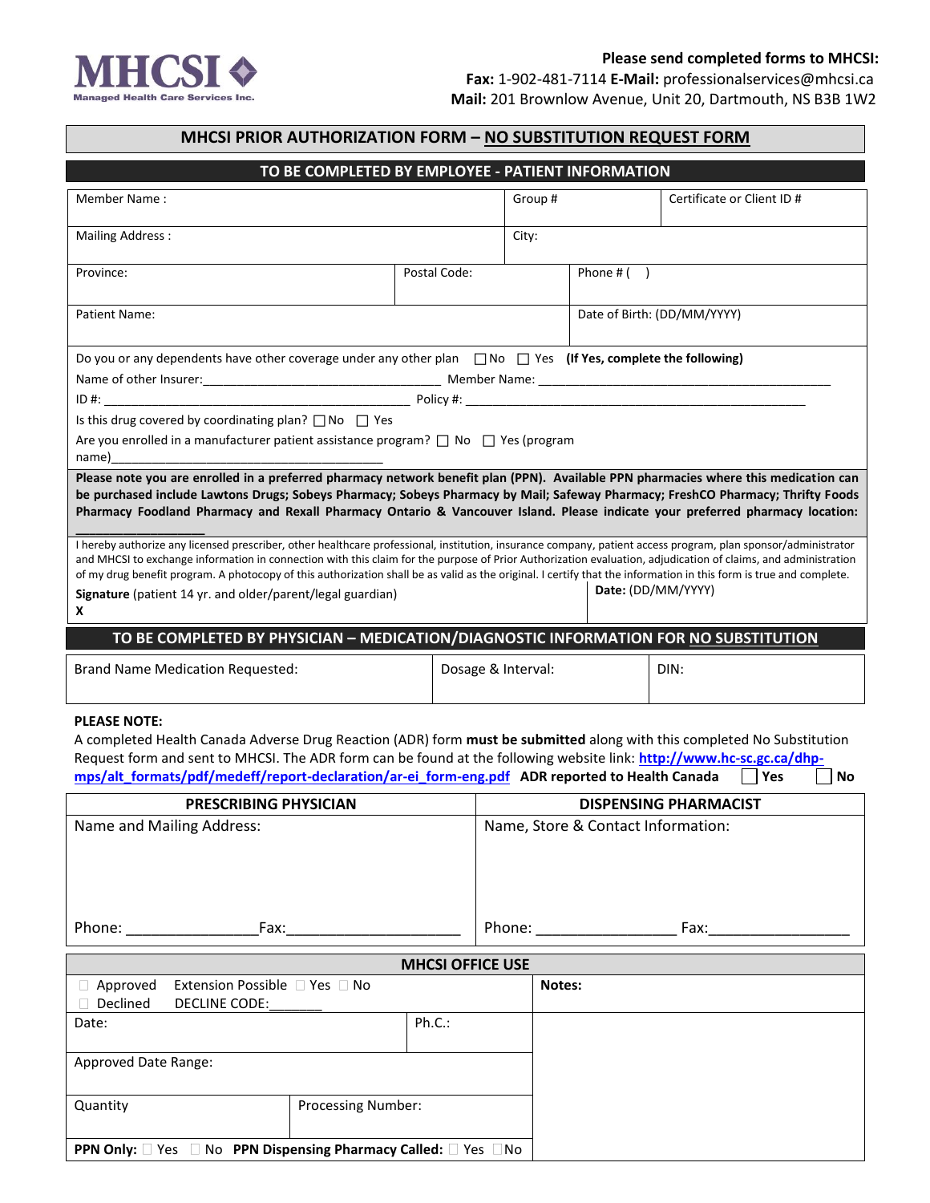MHCSI
Managed Health Care Services Inc.

**Please send completed forms to MHCSI:**
**Fax:** 1-902-481-7114 **E-Mail:** professionalservices@mhcsi.ca
**Mail:** 201 Brownlow Avenue, Unit 20, Dartmouth, NS B3B 1W2

# MHCSI PRIOR AUTHORIZATION FORM – NO SUBSTITUTION REQUEST FORM

## TO BE COMPLETED BY EMPLOYEE - PATIENT INFORMATION

| Member Name : | Group # | Certificate or Client ID # |
|---|---|---|
| Mailing Address : | City: | |

| Province: | Postal Code: | Phone # ( ) |
|---|---|---|
| Patient Name: | | Date of Birth: (DD/MM/YYYY) |

Do you or any dependents have other coverage under any other plan ☐ No ☐ Yes **(If Yes, complete the following)**

Name of other Insurer:_________________________________ Member Name: ___________________________________________

ID #: _____________________________________________ Policy #: __________________________________________________

Is this drug covered by coordinating plan? ☐ No ☐ Yes

Are you enrolled in a manufacturer patient assistance program? ☐ No ☐ Yes (program name)________________________________________

**Please note you are enrolled in a preferred pharmacy network benefit plan (PPN). Available PPN pharmacies where this medication can be purchased include Lawtons Drugs; Sobeys Pharmacy; Sobeys Pharmacy by Mail; Safeway Pharmacy; FreshCO Pharmacy; Thrifty Foods Pharmacy Foodland Pharmacy and Rexall Pharmacy Ontario & Vancouver Island. Please indicate your preferred pharmacy location: ________________**

I hereby authorize any licensed prescriber, other healthcare professional, institution, insurance company, patient access program, plan sponsor/administrator and MHCSI to exchange information in connection with this claim for the purpose of Prior Authorization evaluation, adjudication of claims, and administration of my drug benefit program. A photocopy of this authorization shall be as valid as the original. I certify that the information in this form is true and complete.

| **Signature** (patient 14 yr. and older/parent/legal guardian)<br>**X** | **Date:** (DD/MM/YYYY) |
|---|---|

## TO BE COMPLETED BY PHYSICIAN – MEDICATION/DIAGNOSTIC INFORMATION FOR NO SUBSTITUTION

| Brand Name Medication Requested: | Dosage & Interval: | DIN: |
|---|---|---|

**PLEASE NOTE:**
A completed Health Canada Adverse Drug Reaction (ADR) form **must be submitted** along with this completed No Substitution Request form and sent to MHCSI. The ADR form can be found at the following website link: **http://www.hc-sc.gc.ca/dhp-mps/alt_formats/pdf/medeff/report-declaration/ar-ei_form-eng.pdf** **ADR reported to Health Canada** ☐ **Yes** ☐ **No**

| **PRESCRIBING PHYSICIAN** | **DISPENSING PHARMACIST** |
|---|---|
| Name and Mailing Address: | Name, Store & Contact Information: |
| Phone: _______________Fax:_____________________ | Phone: ________________ Fax:_________________ |

## MHCSI OFFICE USE

| ☐ Approved Extension Possible ☐ Yes ☐ No<br>☐ Declined DECLINE CODE:______ | | **Notes:** |
|---|---|---|
| Date: | Ph.C.: | |
| Approved Date Range: | | |
| Quantity | Processing Number: | |
| **PPN Only:** ☐ Yes ☐ No **PPN Dispensing Pharmacy Called:** ☐ Yes ☐ No | | |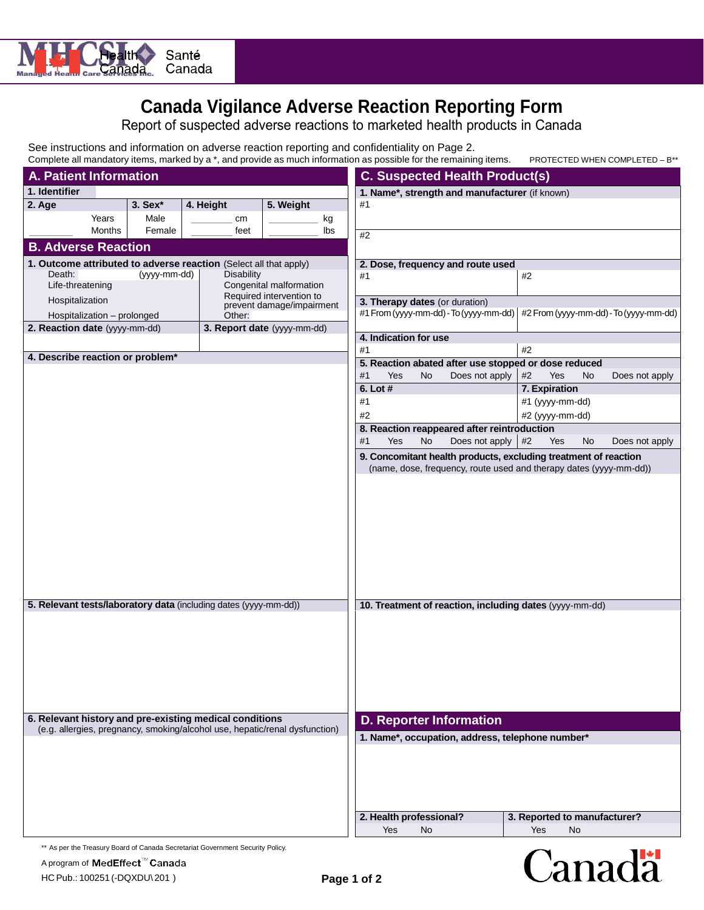Health Canada | Santé Canada

# Canada Vigilance Adverse Reaction Reporting Form

Report of suspected adverse reactions to marketed health products in Canada

See instructions and information on adverse reaction reporting and confidentiality on Page 2.
Complete all mandatory items, marked by a *, and provide as much information as possible for the remaining items. PROTECTED WHEN COMPLETED – B**

## A. Patient Information

| 1. Identifier | | | |
|---|---|---|---|
| **2. Age** | **3. Sex*** | **4. Height** | **5. Weight** |
| Years / Months | Male / Female | ______ cm / ______ feet | ______ kg / ______ lbs |

## B. Adverse Reaction

**1. Outcome attributed to adverse reaction** (Select all that apply)

- Death: (yyyy-mm-dd)
- Life-threatening
- Hospitalization
- Hospitalization – prolonged
- Disability
- Congenital malformation
- Required intervention to prevent damage/impairment
- Other:

| **2. Reaction date** (yyyy-mm-dd) | **3. Report date** (yyyy-mm-dd) |
|---|---|
| | |

**4. Describe reaction or problem***

**5. Relevant tests/laboratory data** (including dates (yyyy-mm-dd))

**6. Relevant history and pre-existing medical conditions**
(e.g. allergies, pregnancy, smoking/alcohol use, hepatic/renal dysfunction)

## C. Suspected Health Product(s)

**1. Name*, strength and manufacturer** (if known)

#1

#2

| **2. Dose, frequency and route used** | |
|---|---|
| #1 | #2 |
| **3. Therapy dates** (or duration) | |
| #1 From (yyyy-mm-dd) - To (yyyy-mm-dd) | #2 From (yyyy-mm-dd) - To (yyyy-mm-dd) |
| **4. Indication for use** | |
| #1 | #2 |
| **5. Reaction abated after use stopped or dose reduced** | |
| #1 Yes No Does not apply | #2 Yes No Does not apply |
| **6. Lot #** | **7. Expiration** |
| #1 | #1 (yyyy-mm-dd) |
| #2 | #2 (yyyy-mm-dd) |
| **8. Reaction reappeared after reintroduction** | |
| #1 Yes No Does not apply | #2 Yes No Does not apply |

**9. Concomitant health products, excluding treatment of reaction**
(name, dose, frequency, route used and therapy dates (yyyy-mm-dd))

**10. Treatment of reaction, including dates** (yyyy-mm-dd)

## D. Reporter Information

**1. Name*, occupation, address, telephone number***

| **2. Health professional?** | **3. Reported to manufacturer?** |
|---|---|
| Yes No | Yes No |

** As per the Treasury Board of Canada Secretariat Government Security Policy.

A program of MedEffect™ Canada

HC Pub.: 100251 (-DQXDU\201 )

Canada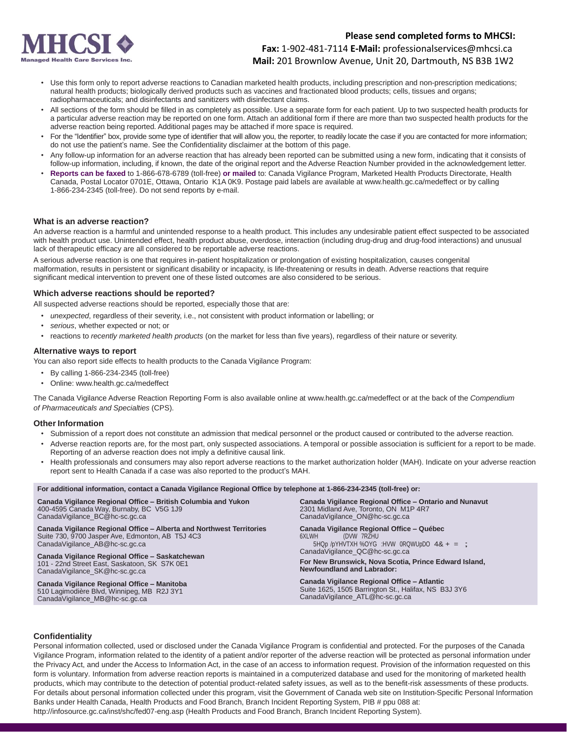MHCSI

Managed Health Care Services Inc.

**Please send completed forms to MHCSI:**
**Fax:** 1-902-481-7114 **E-Mail:** professionalservices@mhcsi.ca
**Mail:** 201 Brownlow Avenue, Unit 20, Dartmouth, NS B3B 1W2

- Use this form only to report adverse reactions to Canadian marketed health products, including prescription and non-prescription medications; natural health products; biologically derived products such as vaccines and fractionated blood products; cells, tissues and organs; radiopharmaceuticals; and disinfectants and sanitizers with disinfectant claims.
- All sections of the form should be filled in as completely as possible. Use a separate form for each patient. Up to two suspected health products for a particular adverse reaction may be reported on one form. Attach an additional form if there are more than two suspected health products for the adverse reaction being reported. Additional pages may be attached if more space is required.
- For the "Identifier" box, provide some type of identifier that will allow you, the reporter, to readily locate the case if you are contacted for more information; do not use the patient's name. See the Confidentiality disclaimer at the bottom of this page.
- Any follow-up information for an adverse reaction that has already been reported can be submitted using a new form, indicating that it consists of follow-up information, including, if known, the date of the original report and the Adverse Reaction Number provided in the acknowledgement letter.
- **Reports can be faxed** to 1-866-678-6789 (toll-free) **or mailed** to: Canada Vigilance Program, Marketed Health Products Directorate, Health Canada, Postal Locator 0701E, Ottawa, Ontario K1A 0K9. Postage paid labels are available at www.health.gc.ca/medeffect or by calling 1-866-234-2345 (toll-free). Do not send reports by e-mail.

### What is an adverse reaction?

An adverse reaction is a harmful and unintended response to a health product. This includes any undesirable patient effect suspected to be associated with health product use. Unintended effect, health product abuse, overdose, interaction (including drug-drug and drug-food interactions) and unusual lack of therapeutic efficacy are all considered to be reportable adverse reactions.

A serious adverse reaction is one that requires in-patient hospitalization or prolongation of existing hospitalization, causes congenital malformation, results in persistent or significant disability or incapacity, is life-threatening or results in death. Adverse reactions that require significant medical intervention to prevent one of these listed outcomes are also considered to be serious.

### Which adverse reactions should be reported?

All suspected adverse reactions should be reported, especially those that are:

- *unexpected*, regardless of their severity, i.e., not consistent with product information or labelling; or
- *serious*, whether expected or not; or
- reactions to *recently marketed health products* (on the market for less than five years), regardless of their nature or severity.

### Alternative ways to report

You can also report side effects to health products to the Canada Vigilance Program:

- By calling 1-866-234-2345 (toll-free)
- Online: www.health.gc.ca/medeffect

The Canada Vigilance Adverse Reaction Reporting Form is also available online at www.health.gc.ca/medeffect or at the back of the *Compendium of Pharmaceuticals and Specialties* (CPS).

### Other Information

- Submission of a report does not constitute an admission that medical personnel or the product caused or contributed to the adverse reaction.
- Adverse reaction reports are, for the most part, only suspected associations. A temporal or possible association is sufficient for a report to be made. Reporting of an adverse reaction does not imply a definitive causal link.
- Health professionals and consumers may also report adverse reactions to the market authorization holder (MAH). Indicate on your adverse reaction report sent to Health Canada if a case was also reported to the product's MAH.

**For additional information, contact a Canada Vigilance Regional Office by telephone at 1-866-234-2345 (toll-free) or:**

**Canada Vigilance Regional Office – British Columbia and Yukon**
400-4595 Canada Way, Burnaby, BC V5G 1J9
CanadaVigilance_BC@hc-sc.gc.ca

**Canada Vigilance Regional Office – Alberta and Northwest Territories**
Suite 730, 9700 Jasper Ave, Edmonton, AB T5J 4C3
CanadaVigilance_AB@hc-sc.gc.ca

**Canada Vigilance Regional Office – Saskatchewan**
101 - 22nd Street East, Saskatoon, SK S7K 0E1
CanadaVigilance_SK@hc-sc.gc.ca

**Canada Vigilance Regional Office – Manitoba**
510 Lagimodière Blvd, Winnipeg, MB R2J 3Y1
CanadaVigilance_MB@hc-sc.gc.ca

**Canada Vigilance Regional Office – Ontario and Nunavut**
2301 Midland Ave, Toronto, ON M1P 4R7
CanadaVigilance_ON@hc-sc.gc.ca

**Canada Vigilance Regional Office – Québec**
6XLWH (DVW 7RZHU
5HQp /pYHVTXH %OYG :HVW 0RQWUpDO 4& + = ;
CanadaVigilance_QC@hc-sc.gc.ca

**For New Brunswick, Nova Scotia, Prince Edward Island, Newfoundland and Labrador:**

**Canada Vigilance Regional Office – Atlantic**
Suite 1625, 1505 Barrington St., Halifax, NS B3J 3Y6
CanadaVigilance_ATL@hc-sc.gc.ca

### Confidentiality

Personal information collected, used or disclosed under the Canada Vigilance Program is confidential and protected. For the purposes of the Canada Vigilance Program, information related to the identity of a patient and/or reporter of the adverse reaction will be protected as personal information under the Privacy Act, and under the Access to Information Act, in the case of an access to information request. Provision of the information requested on this form is voluntary. Information from adverse reaction reports is maintained in a computerized database and used for the monitoring of marketed health products, which may contribute to the detection of potential product-related safety issues, as well as to the benefit-risk assessments of these products. For details about personal information collected under this program, visit the Government of Canada web site on Institution-Specific Personal Information Banks under Health Canada, Health Products and Food Branch, Branch Incident Reporting System, PIB # ppu 088 at: http://infosource.gc.ca/inst/shc/fed07-eng.asp (Health Products and Food Branch, Branch Incident Reporting System).